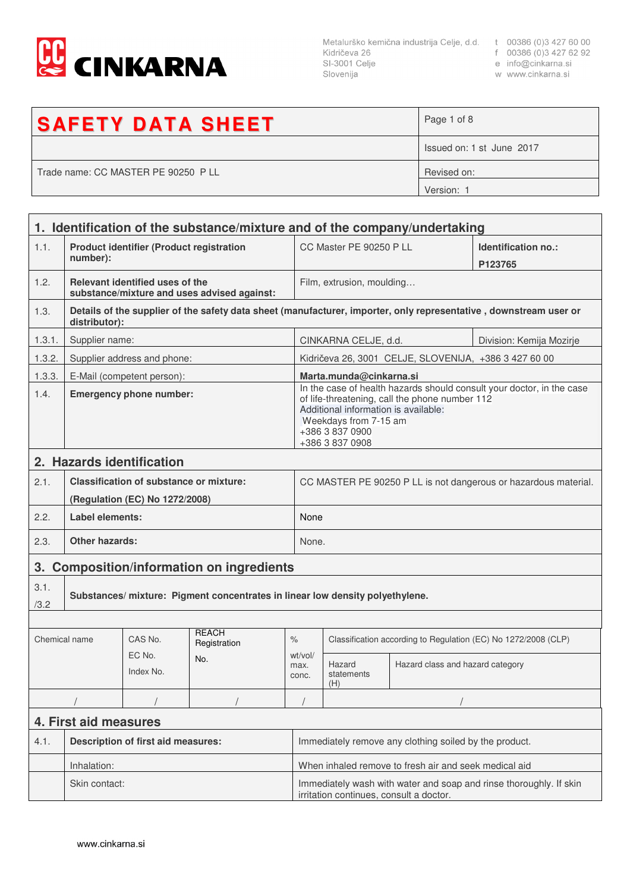CINKARNA

Metalurško kemična industrija Celje, d.d.
Kidričeva 26
SI-3001 Celje
Slovenija

t 00386 (0)3 427 60 00
f 00386 (0)3 427 62 92
e info@cinkarna.si
w www.cinkarna.si

| **SAFETY DATA SHEET** | Page 1 of 8 |
|---|---|
| | Issued on: 1 st June 2017 |
| Trade name: CC MASTER PE 90250 P LL | Revised on: |
| | Version: 1 |

## 1. Identification of the substance/mixture and of the company/undertaking

| | | | |
|---|---|---|---|
| 1.1. | **Product identifier (Product registration number):** | CC Master PE 90250 P LL | **Identification no.: P123765** |
| 1.2. | **Relevant identified uses of the substance/mixture and uses advised against:** | Film, extrusion, moulding… | |
| 1.3. | **Details of the supplier of the safety data sheet (manufacturer, importer, only representative , downstream user or distributor):** | | |
| 1.3.1. | Supplier name: | CINKARNA CELJE, d.d. | Division: Kemija Mozirje |
| 1.3.2. | Supplier address and phone: | Kidričeva 26, 3001 CELJE, SLOVENIJA, +386 3 427 60 00 | |
| 1.3.3. | E-Mail (competent person): | **Marta.munda@cinkarna.si** | |
| 1.4. | **Emergency phone number:** | In the case of health hazards should consult your doctor, in the case of life-threatening, call the phone number 112<br>Additional information is available:<br>Weekdays from 7-15 am<br>+386 3 837 0900<br>+386 3 837 0908 | |

## 2. Hazards identification

| | | |
|---|---|---|
| 2.1. | **Classification of substance or mixture: (Regulation (EC) No 1272/2008)** | CC MASTER PE 90250 P LL is not dangerous or hazardous material. |
| 2.2. | **Label elements:** | None |
| 2.3. | **Other hazards:** | None. |

## 3. Composition/information on ingredients

3.1. /3.2 **Substances/ mixture: Pigment concentrates in linear low density polyethylene.**

| Chemical name | CAS No.<br>EC No.<br>Index No. | REACH Registration No. | %<br>wt/vol/ max. conc. | Classification according to Regulation (EC) No 1272/2008 (CLP) | |
|---|---|---|---|---|---|
| | | | | Hazard statements (H) | Hazard class and hazard category |
| / | / | / | / | / | |

## 4. First aid measures

| | | |
|---|---|---|
| 4.1. | **Description of first aid measures:** | Immediately remove any clothing soiled by the product. |
| | Inhalation: | When inhaled remove to fresh air and seek medical aid |
| | Skin contact: | Immediately wash with water and soap and rinse thoroughly. If skin irritation continues, consult a doctor. |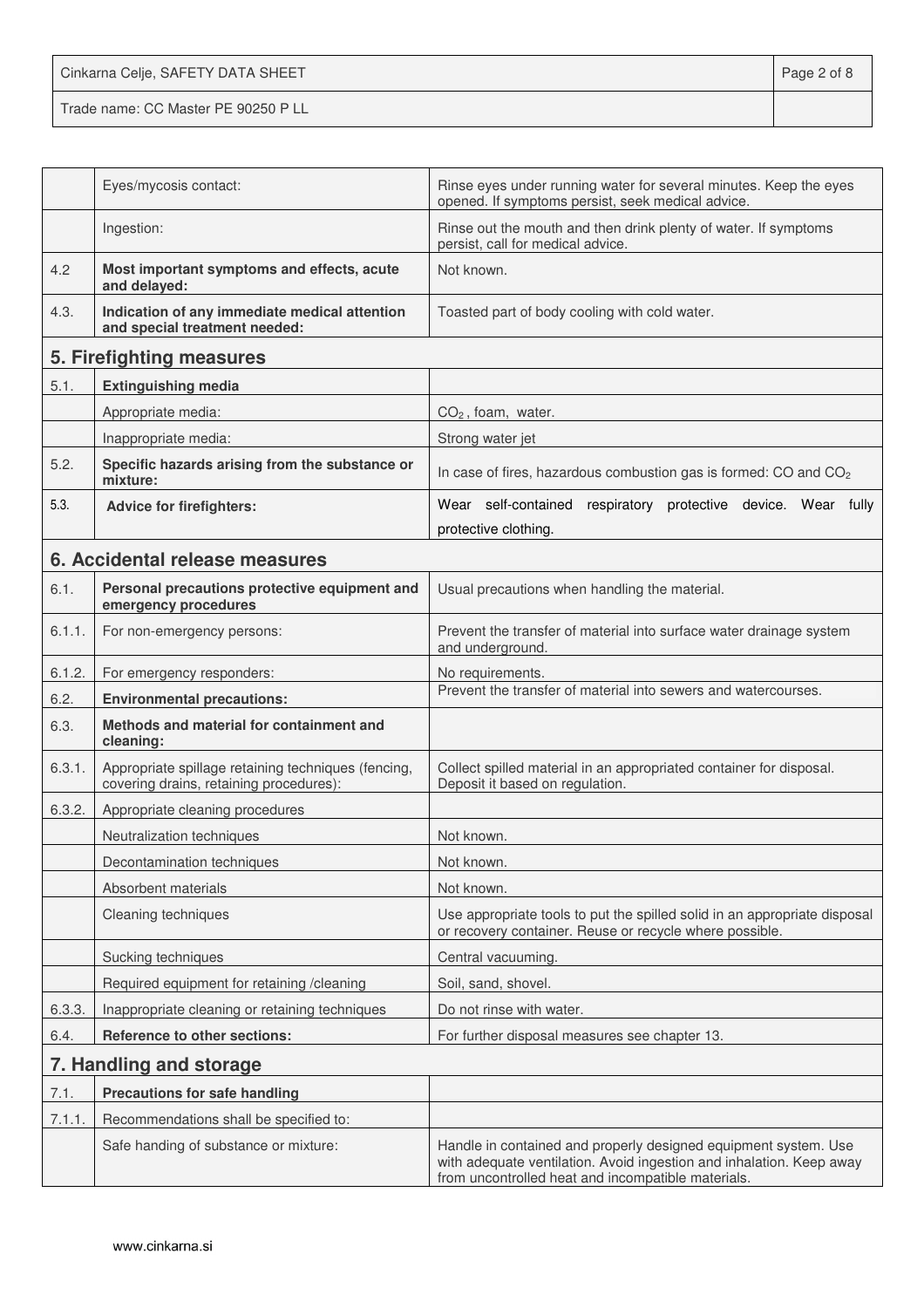| | | |
|---|---|---|
| | Eyes/mycosis contact: | Rinse eyes under running water for several minutes. Keep the eyes opened. If symptoms persist, seek medical advice. |
| | Ingestion: | Rinse out the mouth and then drink plenty of water. If symptoms persist, call for medical advice. |
| 4.2 | **Most important symptoms and effects, acute and delayed:** | Not known. |
| 4.3. | **Indication of any immediate medical attention and special treatment needed:** | Toasted part of body cooling with cold water. |

## 5. Firefighting measures

| | | |
|---|---|---|
| 5.1. | **Extinguishing media** | |
| | Appropriate media: | $CO_2$ , foam, water. |
| | Inappropriate media: | Strong water jet |
| 5.2. | **Specific hazards arising from the substance or mixture:** | In case of fires, hazardous combustion gas is formed: CO and $CO_2$ |
| 5.3. | **Advice for firefighters:** | Wear self-contained respiratory protective device. Wear fully protective clothing. |

## 6. Accidental release measures

| | | |
|---|---|---|
| 6.1. | **Personal precautions protective equipment and emergency procedures** | Usual precautions when handling the material. |
| 6.1.1. | For non-emergency persons: | Prevent the transfer of material into surface water drainage system and underground. |
| 6.1.2. | For emergency responders: | No requirements. |
| 6.2. | **Environmental precautions:** | Prevent the transfer of material into sewers and watercourses. |
| 6.3. | **Methods and material for containment and cleaning:** | |
| 6.3.1. | Appropriate spillage retaining techniques (fencing, covering drains, retaining procedures): | Collect spilled material in an appropriated container for disposal. Deposit it based on regulation. |
| 6.3.2. | Appropriate cleaning procedures | |
| | Neutralization techniques | Not known. |
| | Decontamination techniques | Not known. |
| | Absorbent materials | Not known. |
| | Cleaning techniques | Use appropriate tools to put the spilled solid in an appropriate disposal or recovery container. Reuse or recycle where possible. |
| | Sucking techniques | Central vacuuming. |
| | Required equipment for retaining /cleaning | Soil, sand, shovel. |
| 6.3.3. | Inappropriate cleaning or retaining techniques | Do not rinse with water. |
| 6.4. | **Reference to other sections:** | For further disposal measures see chapter 13. |

## 7. Handling and storage

| | | |
|---|---|---|
| 7.1. | **Precautions for safe handling** | |
| 7.1.1. | Recommendations shall be specified to: | |
| | Safe handing of substance or mixture: | Handle in contained and properly designed equipment system. Use with adequate ventilation. Avoid ingestion and inhalation. Keep away from uncontrolled heat and incompatible materials. |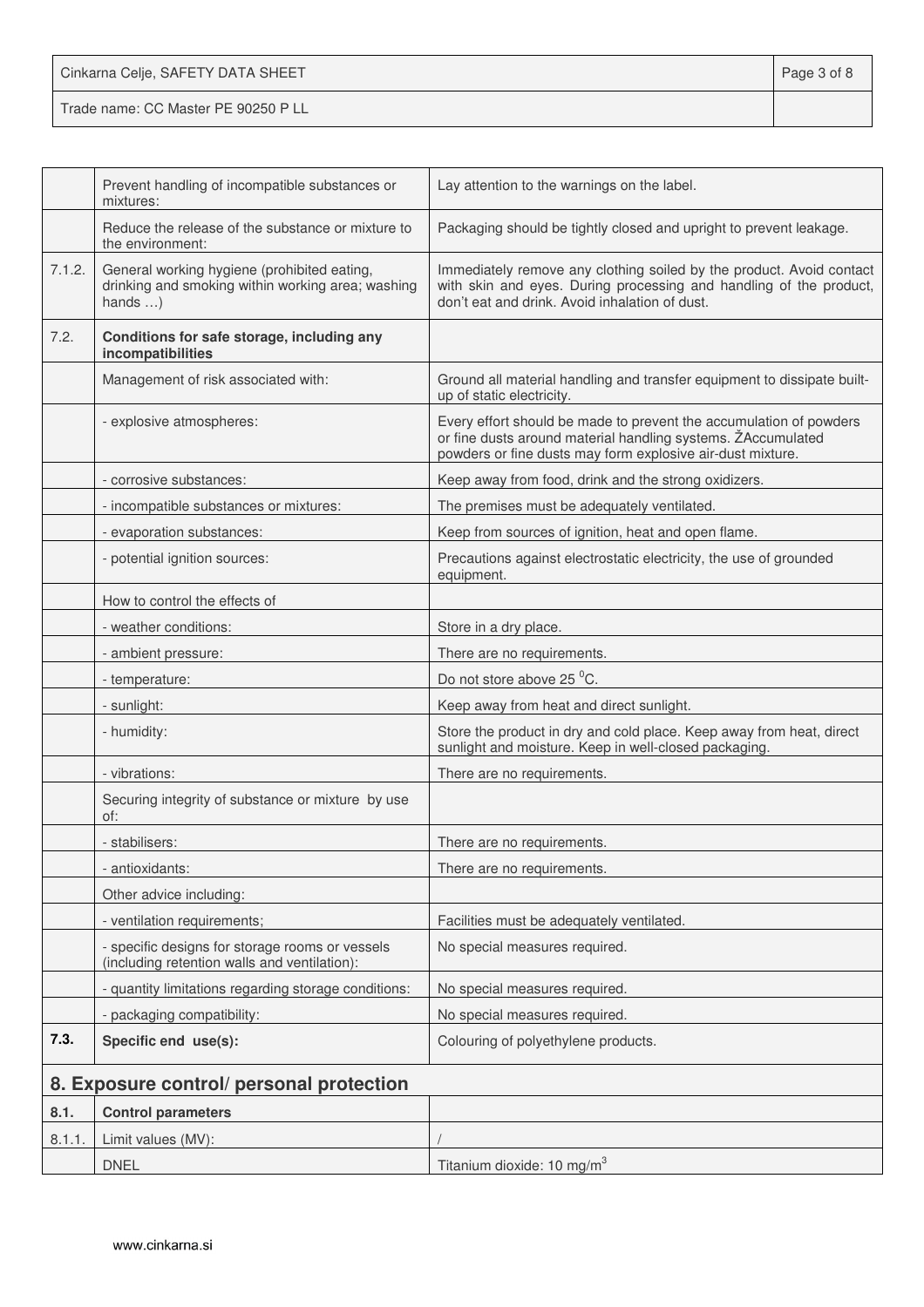| | | |
|---|---|---|
| | Prevent handling of incompatible substances or mixtures: | Lay attention to the warnings on the label. |
| | Reduce the release of the substance or mixture to the environment: | Packaging should be tightly closed and upright to prevent leakage. |
| 7.1.2. | General working hygiene (prohibited eating, drinking and smoking within working area; washing hands …) | Immediately remove any clothing soiled by the product. Avoid contact with skin and eyes. During processing and handling of the product, don't eat and drink. Avoid inhalation of dust. |
| 7.2. | **Conditions for safe storage, including any incompatibilities** | |
| | Management of risk associated with: | Ground all material handling and transfer equipment to dissipate built-up of static electricity. |
| | - explosive atmospheres: | Every effort should be made to prevent the accumulation of powders or fine dusts around material handling systems. ŽAccumulated powders or fine dusts may form explosive air-dust mixture. |
| | - corrosive substances: | Keep away from food, drink and the strong oxidizers. |
| | - incompatible substances or mixtures: | The premises must be adequately ventilated. |
| | - evaporation substances: | Keep from sources of ignition, heat and open flame. |
| | - potential ignition sources: | Precautions against electrostatic electricity, the use of grounded equipment. |
| | How to control the effects of | |
| | - weather conditions: | Store in a dry place. |
| | - ambient pressure: | There are no requirements. |
| | - temperature: | Do not store above 25 $^0$C. |
| | - sunlight: | Keep away from heat and direct sunlight. |
| | - humidity: | Store the product in dry and cold place. Keep away from heat, direct sunlight and moisture. Keep in well-closed packaging. |
| | - vibrations: | There are no requirements. |
| | Securing integrity of substance or mixture by use of: | |
| | - stabilisers: | There are no requirements. |
| | - antioxidants: | There are no requirements. |
| | Other advice including: | |
| | - ventilation requirements; | Facilities must be adequately ventilated. |
| | - specific designs for storage rooms or vessels (including retention walls and ventilation): | No special measures required. |
| | - quantity limitations regarding storage conditions: | No special measures required. |
| | - packaging compatibility: | No special measures required. |
| **7.3.** | **Specific end use(s):** | Colouring of polyethylene products. |

## 8. Exposure control/ personal protection

| | | |
|---|---|---|
| **8.1.** | **Control parameters** | |
| 8.1.1. | Limit values (MV): | / |
| | DNEL | Titanium dioxide: 10 mg/m$^3$ |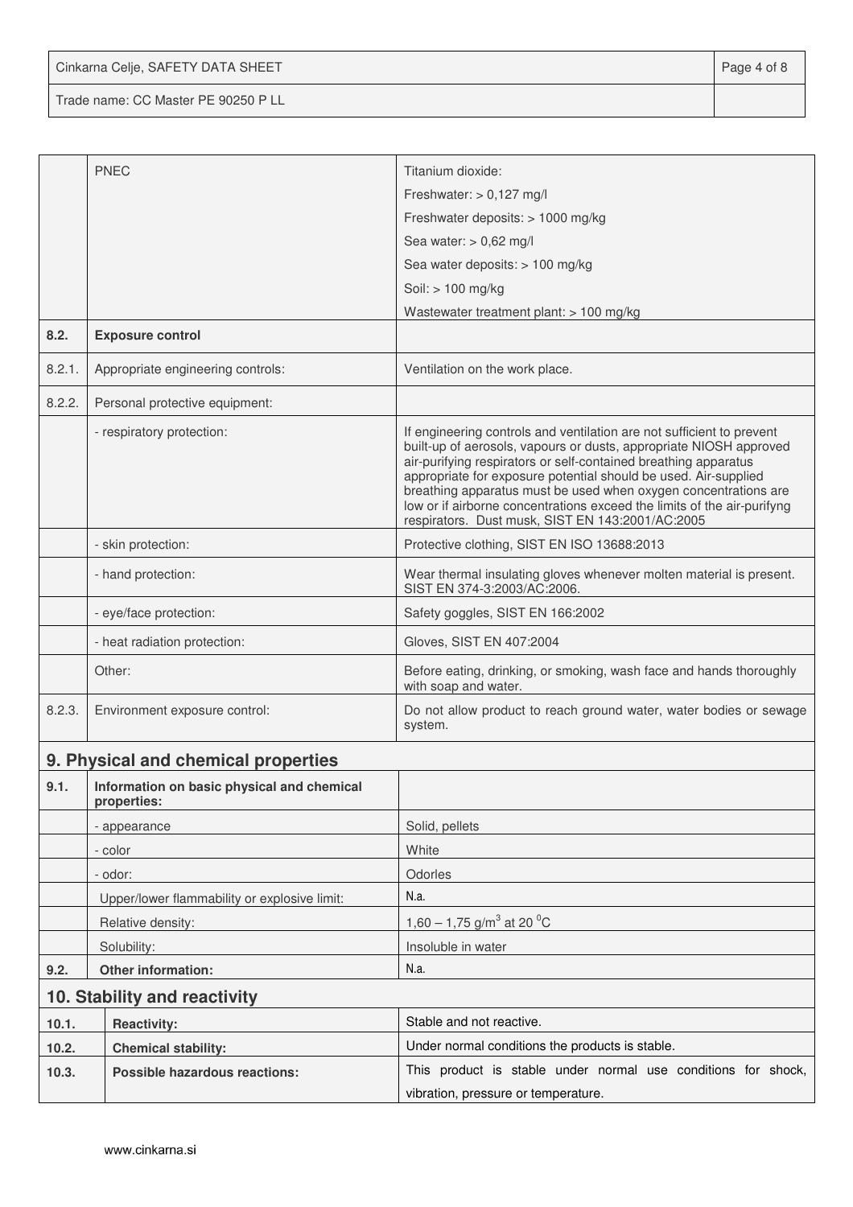|  | PNEC | Titanium dioxide:<br>Freshwater: > 0,127 mg/l<br>Freshwater deposits: > 1000 mg/kg<br>Sea water: > 0,62 mg/l<br>Sea water deposits: > 100 mg/kg<br>Soil: > 100 mg/kg<br>Wastewater treatment plant: > 100 mg/kg |
|---|---|---|
| **8.2.** | **Exposure control** |  |
| 8.2.1. | Appropriate engineering controls: | Ventilation on the work place. |
| 8.2.2. | Personal protective equipment: |  |
|  | - respiratory protection: | If engineering controls and ventilation are not sufficient to prevent built-up of aerosols, vapours or dusts, appropriate NIOSH approved air-purifying respirators or self-contained breathing apparatus appropriate for exposure potential should be used. Air-supplied breathing apparatus must be used when oxygen concentrations are low or if airborne concentrations exceed the limits of the air-purifyng respirators. Dust musk, SIST EN 143:2001/AC:2005 |
|  | - skin protection: | Protective clothing, SIST EN ISO 13688:2013 |
|  | - hand protection: | Wear thermal insulating gloves whenever molten material is present. SIST EN 374-3:2003/AC:2006. |
|  | - eye/face protection: | Safety goggles, SIST EN 166:2002 |
|  | - heat radiation protection: | Gloves, SIST EN 407:2004 |
|  | Other: | Before eating, drinking, or smoking, wash face and hands thoroughly with soap and water. |
| 8.2.3. | Environment exposure control: | Do not allow product to reach ground water, water bodies or sewage system. |

## 9. Physical and chemical properties

| **9.1.** | **Information on basic physical and chemical properties:** |  |
|---|---|---|
|  | - appearance | Solid, pellets |
|  | - color | White |
|  | - odor: | Odorles |
|  | Upper/lower flammability or explosive limit: | N.a. |
|  | Relative density: | 1,60 – 1,75 g/m$^3$ at 20 $^0$C |
|  | Solubility: | Insoluble in water |
| **9.2.** | **Other information:** | N.a. |

## 10. Stability and reactivity

| **10.1.** | **Reactivity:** | Stable and not reactive. |
|---|---|---|
| **10.2.** | **Chemical stability:** | Under normal conditions the products is stable. |
| **10.3.** | **Possible hazardous reactions:** | This product is stable under normal use conditions for shock, vibration, pressure or temperature. |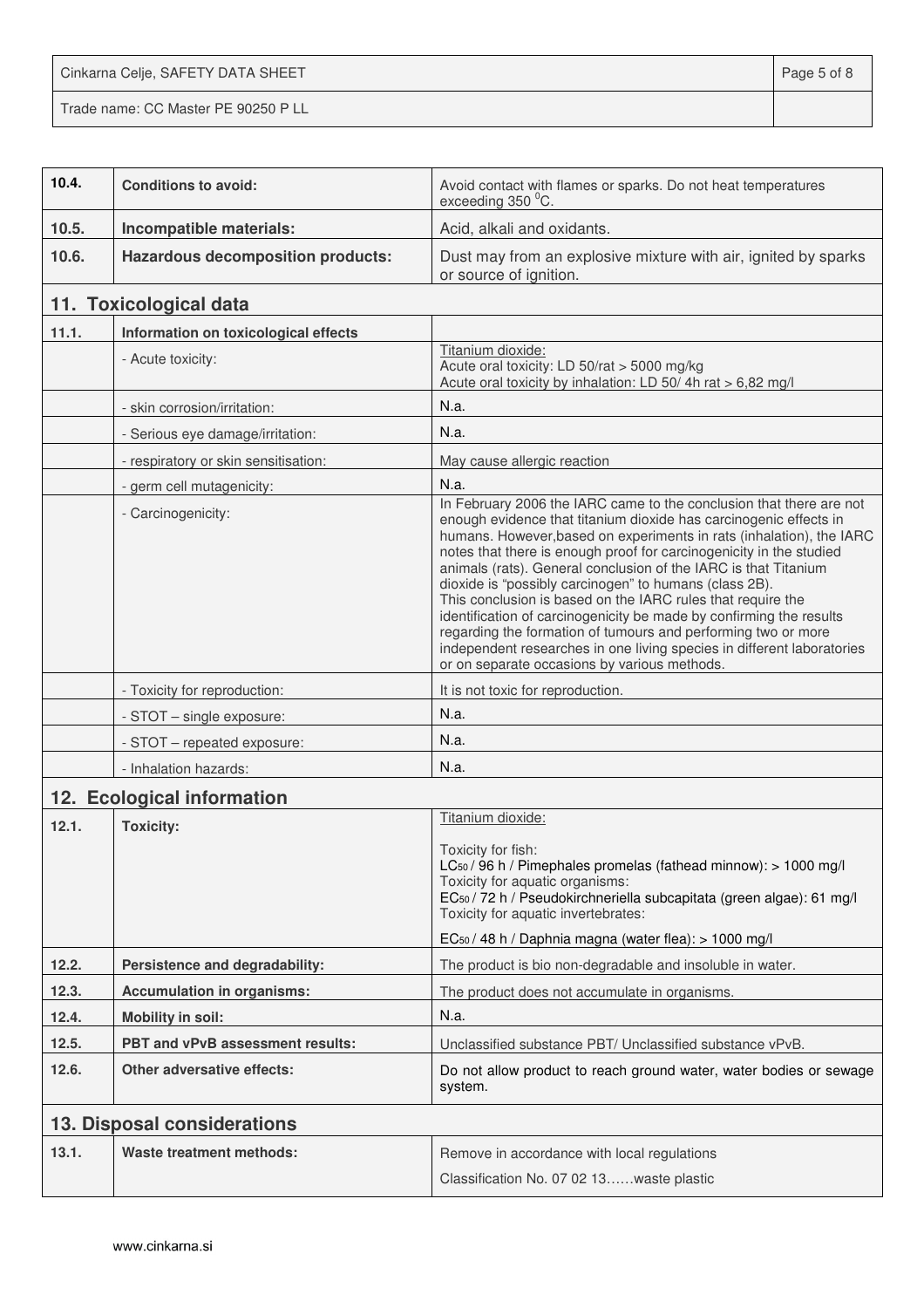| | | |
|---|---|---|
| **10.4.** | **Conditions to avoid:** | Avoid contact with flames or sparks. Do not heat temperatures exceeding 350 $^{0}$C. |
| **10.5.** | **Incompatible materials:** | Acid, alkali and oxidants. |
| **10.6.** | **Hazardous decomposition products:** | Dust may from an explosive mixture with air, ignited by sparks or source of ignition. |

## 11. Toxicological data

| | | |
|---|---|---|
| **11.1.** | **Information on toxicological effects** | |
| | - Acute toxicity: | Titanium dioxide:<br>Acute oral toxicity: LD 50/rat > 5000 mg/kg<br>Acute oral toxicity by inhalation: LD 50/ 4h rat > 6,82 mg/l |
| | - skin corrosion/irritation: | N.a. |
| | - Serious eye damage/irritation: | N.a. |
| | - respiratory or skin sensitisation: | May cause allergic reaction |
| | - germ cell mutagenicity: | N.a. |
| | - Carcinogenicity: | In February 2006 the IARC came to the conclusion that there are not enough evidence that titanium dioxide has carcinogenic effects in humans. However,based on experiments in rats (inhalation), the IARC notes that there is enough proof for carcinogenicity in the studied animals (rats). General conclusion of the IARC is that Titanium dioxide is "possibly carcinogen" to humans (class 2B).<br>This conclusion is based on the IARC rules that require the identification of carcinogenicity be made by confirming the results regarding the formation of tumours and performing two or more independent researches in one living species in different laboratories or on separate occasions by various methods. |
| | - Toxicity for reproduction: | It is not toxic for reproduction. |
| | - STOT – single exposure: | N.a. |
| | - STOT – repeated exposure: | N.a. |
| | - Inhalation hazards: | N.a. |

## 12. Ecological information

| | | |
|---|---|---|
| **12.1.** | **Toxicity:** | Titanium dioxide:<br><br>Toxicity for fish:<br>$LC_{50}$ / 96 h / Pimephales promelas (fathead minnow): > 1000 mg/l<br>Toxicity for aquatic organisms:<br>$EC_{50}$ / 72 h / Pseudokirchneriella subcapitata (green algae): 61 mg/l<br>Toxicity for aquatic invertebrates:<br><br>$EC_{50}$ / 48 h / Daphnia magna (water flea): > 1000 mg/l |
| **12.2.** | **Persistence and degradability:** | The product is bio non-degradable and insoluble in water. |
| **12.3.** | **Accumulation in organisms:** | The product does not accumulate in organisms. |
| **12.4.** | **Mobility in soil:** | N.a. |
| **12.5.** | **PBT and vPvB assessment results:** | Unclassified substance PBT/ Unclassified substance vPvB. |
| **12.6.** | **Other adversative effects:** | Do not allow product to reach ground water, water bodies or sewage system. |

## 13. Disposal considerations

| | | |
|---|---|---|
| **13.1.** | **Waste treatment methods:** | Remove in accordance with local regulations<br><br>Classification No. 07 02 13……waste plastic |

www.cinkarna.si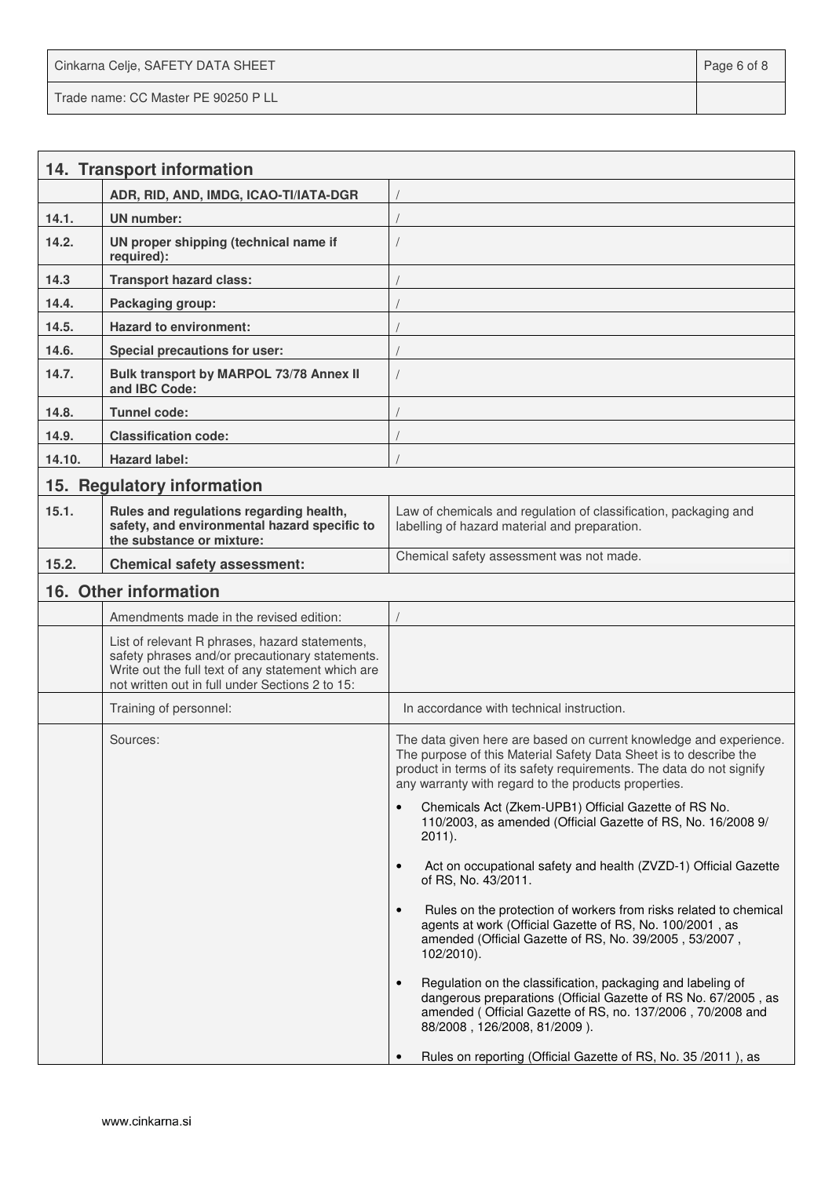## 14. Transport information

| | | |
|---|---|---|
| | ADR, RID, AND, IMDG, ICAO-TI/IATA-DGR | / |
| 14.1. | UN number: | / |
| 14.2. | UN proper shipping (technical name if required): | / |
| 14.3 | Transport hazard class: | / |
| 14.4. | Packaging group: | / |
| 14.5. | Hazard to environment: | / |
| 14.6. | Special precautions for user: | / |
| 14.7. | Bulk transport by MARPOL 73/78 Annex II and IBC Code: | / |
| 14.8. | Tunnel code: | / |
| 14.9. | Classification code: | / |
| 14.10. | Hazard label: | / |

## 15. Regulatory information

| | | |
|---|---|---|
| 15.1. | Rules and regulations regarding health, safety, and environmental hazard specific to the substance or mixture: | Law of chemicals and regulation of classification, packaging and labelling of hazard material and preparation. |
| 15.2. | Chemical safety assessment: | Chemical safety assessment was not made. |

## 16. Other information

| | | |
|---|---|---|
| | Amendments made in the revised edition: | / |
| | List of relevant R phrases, hazard statements, safety phrases and/or precautionary statements. Write out the full text of any statement which are not written out in full under Sections 2 to 15: | |
| | Training of personnel: | In accordance with technical instruction. |
| | Sources: | The data given here are based on current knowledge and experience. The purpose of this Material Safety Data Sheet is to describe the product in terms of its safety requirements. The data do not signify any warranty with regard to the products properties.<br>• Chemicals Act (Zkem-UPB1) Official Gazette of RS No. 110/2003, as amended (Official Gazette of RS, No. 16/2008 9/ 2011).<br>• Act on occupational safety and health (ZVZD-1) Official Gazette of RS, No. 43/2011.<br>• Rules on the protection of workers from risks related to chemical agents at work (Official Gazette of RS, No. 100/2001 , as amended (Official Gazette of RS, No. 39/2005 , 53/2007 , 102/2010).<br>• Regulation on the classification, packaging and labeling of dangerous preparations (Official Gazette of RS No. 67/2005 , as amended ( Official Gazette of RS, no. 137/2006 , 70/2008 and 88/2008 , 126/2008, 81/2009 ).<br>• Rules on reporting (Official Gazette of RS, No. 35 /2011 ), as |

www.cinkarna.si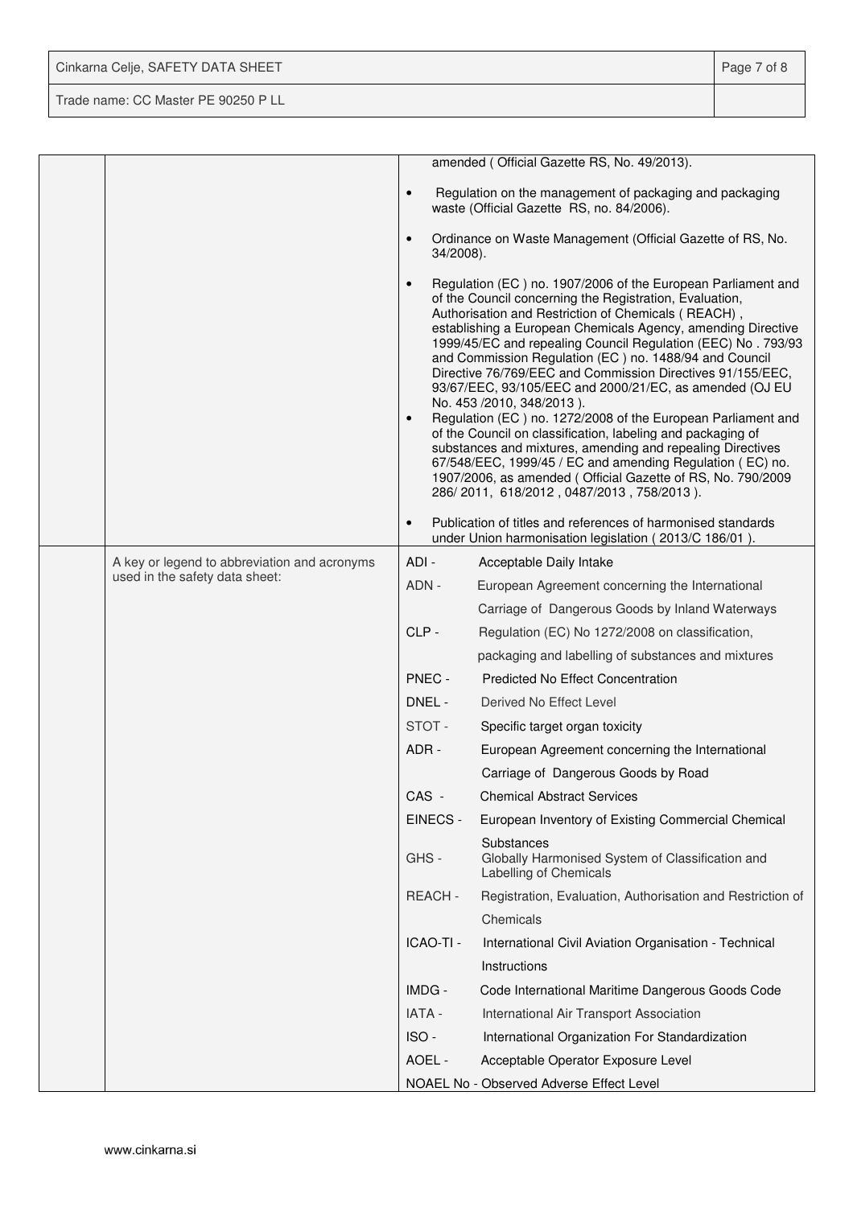| | | amended ( Official Gazette RS, No. 49/2013).<br><br>• Regulation on the management of packaging and packaging waste (Official Gazette RS, no. 84/2006).<br><br>• Ordinance on Waste Management (Official Gazette of RS, No. 34/2008).<br><br>• Regulation (EC ) no. 1907/2006 of the European Parliament and of the Council concerning the Registration, Evaluation, Authorisation and Restriction of Chemicals ( REACH) , establishing a European Chemicals Agency, amending Directive 1999/45/EC and repealing Council Regulation (EEC) No . 793/93 and Commission Regulation (EC ) no. 1488/94 and Council Directive 76/769/EEC and Commission Directives 91/155/EEC, 93/67/EEC, 93/105/EEC and 2000/21/EC, as amended (OJ EU No. 453 /2010, 348/2013 ).<br>• Regulation (EC ) no. 1272/2008 of the European Parliament and of the Council on classification, labeling and packaging of substances and mixtures, amending and repealing Directives 67/548/EEC, 1999/45 / EC and amending Regulation ( EC) no. 1907/2006, as amended ( Official Gazette of RS, No. 790/2009 286/ 2011, 618/2012 , 0487/2013 , 758/2013 ).<br><br>• Publication of titles and references of harmonised standards under Union harmonisation legislation ( 2013/C 186/01 ). |
|---|---|---|
| | A key or legend to abbreviation and acronyms used in the safety data sheet: | ADI - Acceptable Daily Intake<br>ADN - European Agreement concerning the International Carriage of Dangerous Goods by Inland Waterways<br>CLP - Regulation (EC) No 1272/2008 on classification, packaging and labelling of substances and mixtures<br>PNEC - Predicted No Effect Concentration<br>DNEL - Derived No Effect Level<br>STOT - Specific target organ toxicity<br>ADR - European Agreement concerning the International Carriage of Dangerous Goods by Road<br>CAS - Chemical Abstract Services<br>EINECS - European Inventory of Existing Commercial Chemical Substances<br>GHS - Globally Harmonised System of Classification and Labelling of Chemicals<br>REACH - Registration, Evaluation, Authorisation and Restriction of Chemicals<br>ICAO-TI - International Civil Aviation Organisation - Technical Instructions<br>IMDG - Code International Maritime Dangerous Goods Code<br>IATA - International Air Transport Association<br>ISO - International Organization For Standardization<br>AOEL - Acceptable Operator Exposure Level<br>NOAEL No - Observed Adverse Effect Level |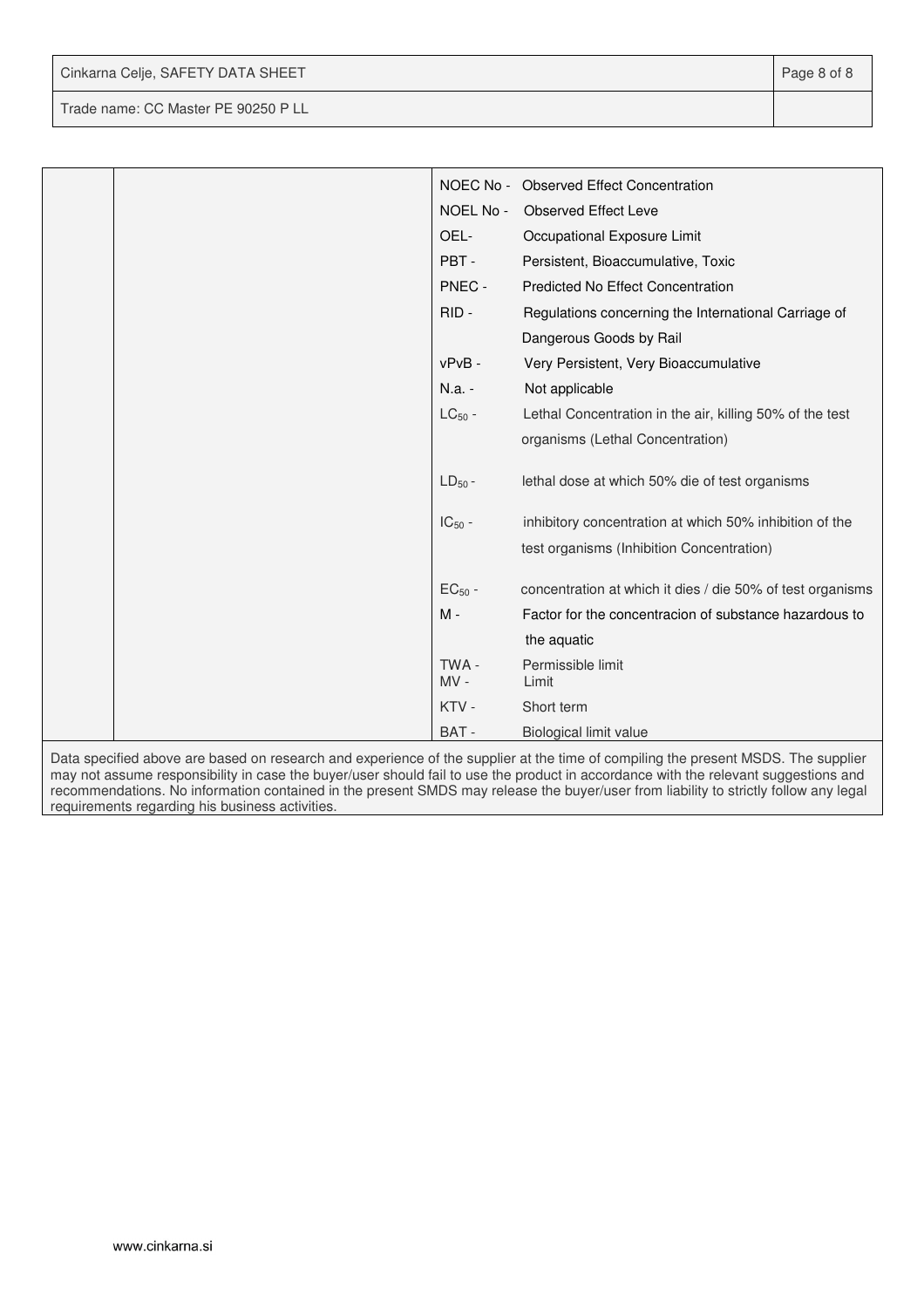| | | | |
|---|---|---|---|
| | | NOEC No - | Observed Effect Concentration |
| | | NOEL No - | Observed Effect Leve |
| | | OEL- | Occupational Exposure Limit |
| | | PBT - | Persistent, Bioaccumulative, Toxic |
| | | PNEC - | Predicted No Effect Concentration |
| | | RID - | Regulations concerning the International Carriage of Dangerous Goods by Rail |
| | | vPvB - | Very Persistent, Very Bioaccumulative |
| | | N.a. - | Not applicable |
| | | $LC_{50}$ - | Lethal Concentration in the air, killing 50% of the test organisms (Lethal Concentration) |
| | | $LD_{50}$ - | lethal dose at which 50% die of test organisms |
| | | $IC_{50}$ - | inhibitory concentration at which 50% inhibition of the test organisms (Inhibition Concentration) |
| | | $EC_{50}$ - | concentration at which it dies / die 50% of test organisms |
| | | M - | Factor for the concentracion of substance hazardous to the aquatic |
| | | TWA - | Permissible limit |
| | | MV - | Limit |
| | | KTV - | Short term |
| | | BAT - | Biological limit value |

Data specified above are based on research and experience of the supplier at the time of compiling the present MSDS. The supplier may not assume responsibility in case the buyer/user should fail to use the product in accordance with the relevant suggestions and recommendations. No information contained in the present SMDS may release the buyer/user from liability to strictly follow any legal requirements regarding his business activities.